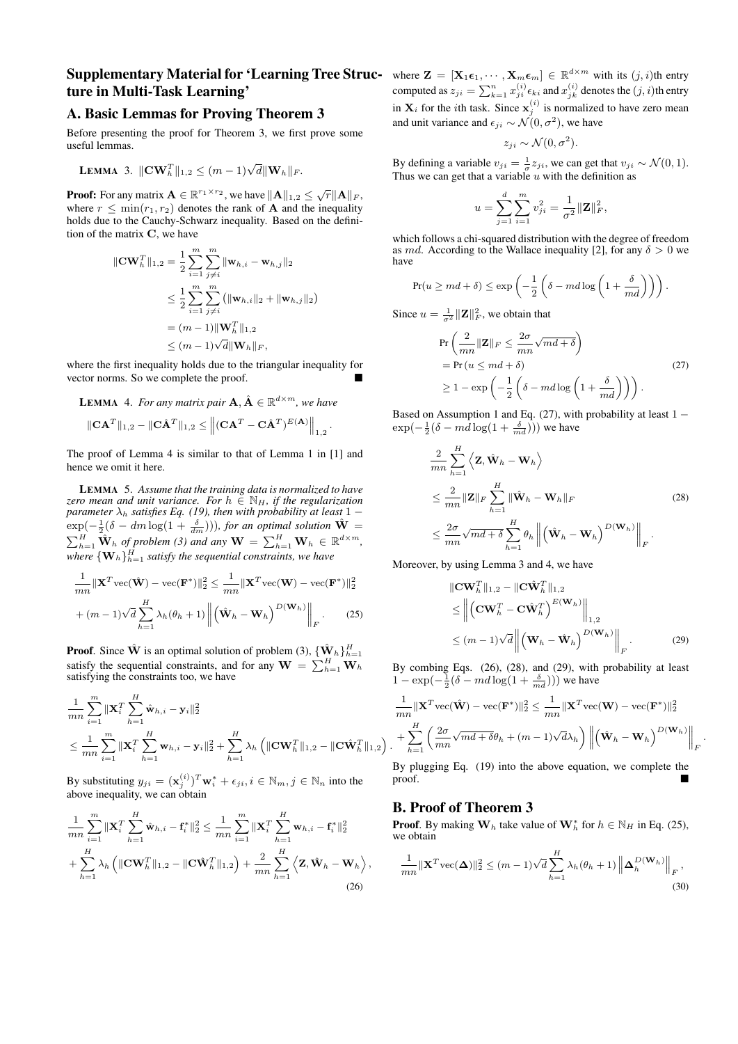# Supplementary Material for 'Learning Tree Structure in Multi-Task Learning'

## A. Basic Lemmas for Proving Theorem 3

Before presenting the proof for Theorem 3, we first prove some useful lemmas.

**Lemma 3.** $\|\mathbf{C}\mathbf{W}_h^T\|_{1,2} \le (m-1)\sqrt{d}\|\mathbf{W}_h\|_F$.

**Proof:** For any matrix $\mathbf{A} \in \mathbb{R}^{r_1 \times r_2}$, we have $\|\mathbf{A}\|_{1,2} \le \sqrt{r}\|\mathbf{A}\|_F$, where $r \le \min(r_1, r_2)$ denotes the rank of $\mathbf{A}$ and the inequality holds due to the Cauchy-Schwarz inequality. Based on the definition of the matrix $\mathbf{C}$, we have

$$
\begin{aligned}
\|\mathbf{C}\mathbf{W}_h^T\|_{1,2} &= \frac{1}{2}\sum_{i=1}^{m}\sum_{j\neq i}^{m}\|\mathbf{w}_{h,i} - \mathbf{w}_{h,j}\|_2 \\
&\le \frac{1}{2}\sum_{i=1}^{m}\sum_{j\neq i}^{m}\left(\|\mathbf{w}_{h,i}\|_2 + \|\mathbf{w}_{h,j}\|_2\right) \\
&= (m-1)\|\mathbf{W}_h^T\|_{1,2} \\
&\le (m-1)\sqrt{d}\|\mathbf{W}_h\|_F,
\end{aligned}
$$

where the first inequality holds due to the triangular inequality for vector norms. So we complete the proof. ∎

**Lemma 4.** *For any matrix pair $\mathbf{A}, \hat{\mathbf{A}} \in \mathbb{R}^{d\times m}$, we have*

$$
\|\mathbf{C}\mathbf{A}^T\|_{1,2} - \|\mathbf{C}\hat{\mathbf{A}}^T\|_{1,2} \le \left\|\left(\mathbf{C}\mathbf{A}^T - \mathbf{C}\hat{\mathbf{A}}^T\right)^{E(\mathbf{A})}\right\|_{1,2}.
$$

The proof of Lemma 4 is similar to that of Lemma 1 in [1] and hence we omit it here.

**Lemma 5.** *Assume that the training data is normalized to have zero mean and unit variance. For $h \in \mathbb{N}_H$, if the regularization parameter $\lambda_h$ satisfies Eq. (19), then with probability at least $1 - \exp(-\frac{1}{2}(\delta - dm\log(1+\frac{\delta}{dm})))$, for an optimal solution $\hat{\mathbf{W}} = \sum_{h=1}^{H}\hat{\mathbf{W}}_h$ of problem (3) and any $\mathbf{W} = \sum_{h=1}^{H}\mathbf{W}_h \in \mathbb{R}^{d\times m}$, where $\{\mathbf{W}_h\}_{h=1}^{H}$ satisfy the sequential constraints, we have*

$$
\begin{aligned}
&\frac{1}{mn}\|\mathbf{X}^T\mathrm{vec}(\hat{\mathbf{W}}) - \mathrm{vec}(\mathbf{F}^*)\|_2^2 \le \frac{1}{mn}\|\mathbf{X}^T\mathrm{vec}(\mathbf{W}) - \mathrm{vec}(\mathbf{F}^*)\|_2^2 \\
&+ (m-1)\sqrt{d}\sum_{h=1}^{H}\lambda_h(\theta_h+1)\left\|\left(\hat{\mathbf{W}}_h - \mathbf{W}_h\right)^{D(\mathbf{W}_h)}\right\|_F. \quad (25)
\end{aligned}
$$

**Proof**. Since $\hat{\mathbf{W}}$ is an optimal solution of problem (3), $\{\hat{\mathbf{W}}_h\}_{h=1}^{H}$ satisfy the sequential constraints, and for any $\mathbf{W} = \sum_{h=1}^{H}\mathbf{W}_h$ satisfying the constraints too, we have

$$
\begin{aligned}
&\frac{1}{mn}\sum_{i=1}^{m}\|\mathbf{X}_i^T\sum_{h=1}^{H}\hat{\mathbf{w}}_{h,i} - \mathbf{y}_i\|_2^2 \\
\le\ &\frac{1}{mn}\sum_{i=1}^{m}\|\mathbf{X}_i^T\sum_{h=1}^{H}\mathbf{w}_{h,i} - \mathbf{y}_i\|_2^2 + \sum_{h=1}^{H}\lambda_h\left(\|\mathbf{C}\mathbf{W}_h^T\|_{1,2} - \|\mathbf{C}\hat{\mathbf{W}}_h^T\|_{1,2}\right).
\end{aligned}
$$

By substituting $y_{ji} = (\mathbf{x}_j^{(i)})^T\mathbf{w}_i^* + \epsilon_{ji}, i \in \mathbb{N}_m, j \in \mathbb{N}_n$ into the above inequality, we can obtain

$$
\begin{aligned}
&\frac{1}{mn}\sum_{i=1}^{m}\|\mathbf{X}_i^T\sum_{h=1}^{H}\hat{\mathbf{w}}_{h,i} - \mathbf{f}_i^*\|_2^2 \le \frac{1}{mn}\sum_{i=1}^{m}\|\mathbf{X}_i^T\sum_{h=1}^{H}\mathbf{w}_{h,i} - \mathbf{f}_i^*\|_2^2 \\
&+ \sum_{h=1}^{H}\lambda_h\left(\|\mathbf{C}\mathbf{W}_h^T\|_{1,2} - \|\mathbf{C}\hat{\mathbf{W}}_h^T\|_{1,2}\right) + \frac{2}{mn}\sum_{h=1}^{H}\left\langle \mathbf{Z}, \hat{\mathbf{W}}_h - \mathbf{W}_h\right\rangle, \quad (26)
\end{aligned}
$$

where $\mathbf{Z} = [\mathbf{X}_1\boldsymbol{\epsilon}_1, \cdots, \mathbf{X}_m\boldsymbol{\epsilon}_m] \in \mathbb{R}^{d\times m}$ with its $(j,i)$th entry computed as $z_{ji} = \sum_{k=1}^{n} x_{ji}^{(i)}\epsilon_{ki}$ and $x_{jk}^{(i)}$ denotes the $(j,i)$th entry in $\mathbf{X}_i$ for the $i$th task. Since $\mathbf{x}_j^{(i)}$ is normalized to have zero mean and unit variance and $\epsilon_{ji} \sim \mathcal{N}(0,\sigma^2)$, we have

$$
z_{ji} \sim \mathcal{N}(0, \sigma^2).
$$

By defining a variable $v_{ji} = \frac{1}{\sigma}z_{ji}$, we can get that $v_{ji} \sim \mathcal{N}(0,1)$. Thus we can get that a variable $u$ with the definition as

$$
u = \sum_{j=1}^{d}\sum_{i=1}^{m} v_{ji}^2 = \frac{1}{\sigma^2}\|\mathbf{Z}\|_F^2,
$$

which follows a chi-squared distribution with the degree of freedom as $md$. According to the Wallace inequality [2], for any $\delta > 0$ we have

$$
\Pr(u \ge md + \delta) \le \exp\left(-\frac{1}{2}\left(\delta - md\log\left(1+\frac{\delta}{md}\right)\right)\right).
$$

Since $u = \frac{1}{\sigma^2}\|\mathbf{Z}\|_F^2$, we obtain that

$$
\begin{aligned}
&\Pr\left(\frac{2}{mn}\|\mathbf{Z}\|_F \le \frac{2\sigma}{mn}\sqrt{md+\delta}\right) \\
=\ &\Pr(u \le md + \delta) \quad (27)\\
\ge\ &1 - \exp\left(-\frac{1}{2}\left(\delta - md\log\left(1+\frac{\delta}{md}\right)\right)\right).
\end{aligned}
$$

Based on Assumption 1 and Eq. (27), with probability at least $1 - \exp(-\frac{1}{2}(\delta - md\log(1+\frac{\delta}{md})))$ we have

$$
\begin{aligned}
&\frac{2}{mn}\sum_{h=1}^{H}\left\langle \mathbf{Z}, \hat{\mathbf{W}}_h - \mathbf{W}_h\right\rangle \\
\le\ &\frac{2}{mn}\|\mathbf{Z}\|_F\sum_{h=1}^{H}\|\hat{\mathbf{W}}_h - \mathbf{W}_h\|_F \quad (28)\\
\le\ &\frac{2\sigma}{mn}\sqrt{md+\delta}\sum_{h=1}^{H}\theta_h\left\|\left(\hat{\mathbf{W}}_h - \mathbf{W}_h\right)^{D(\mathbf{W}_h)}\right\|_F.
\end{aligned}
$$

Moreover, by using Lemma 3 and 4, we have

$$
\begin{aligned}
&\|\mathbf{C}\mathbf{W}_h^T\|_{1,2} - \|\mathbf{C}\hat{\mathbf{W}}_h^T\|_{1,2} \\
\le\ &\left\|\left(\mathbf{C}\mathbf{W}_h^T - \mathbf{C}\hat{\mathbf{W}}_h^T\right)^{E(\mathbf{W}_h)}\right\|_{1,2} \\
\le\ &(m-1)\sqrt{d}\left\|\left(\mathbf{W}_h - \hat{\mathbf{W}}_h\right)^{D(\mathbf{W}_h)}\right\|_F. \quad (29)
\end{aligned}
$$

By combing Eqs. (26), (28), and (29), with probability at least $1 - \exp(-\frac{1}{2}(\delta - md\log(1+\frac{\delta}{md})))$ we have

$$
\begin{aligned}
&\frac{1}{mn}\|\mathbf{X}^T\mathrm{vec}(\hat{\mathbf{W}}) - \mathrm{vec}(\mathbf{F}^*)\|_2^2 \le \frac{1}{mn}\|\mathbf{X}^T\mathrm{vec}(\mathbf{W}) - \mathrm{vec}(\mathbf{F}^*)\|_2^2 \\
&+ \sum_{h=1}^{H}\left(\frac{2\sigma}{mn}\sqrt{md+\delta}\theta_h + (m-1)\sqrt{d}\lambda_h\right)\left\|\left(\hat{\mathbf{W}}_h - \mathbf{W}_h\right)^{D(\mathbf{W}_h)}\right\|_F.
\end{aligned}
$$

By plugging Eq. (19) into the above equation, we complete the proof. ∎

## B. Proof of Theorem 3

**Proof**. By making $\mathbf{W}_h$ take value of $\mathbf{W}_h^*$ for $h \in \mathbb{N}_H$ in Eq. (25), we obtain

$$
\frac{1}{mn}\|\mathbf{X}^T\mathrm{vec}(\boldsymbol{\Delta})\|_2^2 \le (m-1)\sqrt{d}\sum_{h=1}^{H}\lambda_h(\theta_h+1)\left\|\boldsymbol{\Delta}_h^{D(\mathbf{W}_h)}\right\|_F, \quad (30)
$$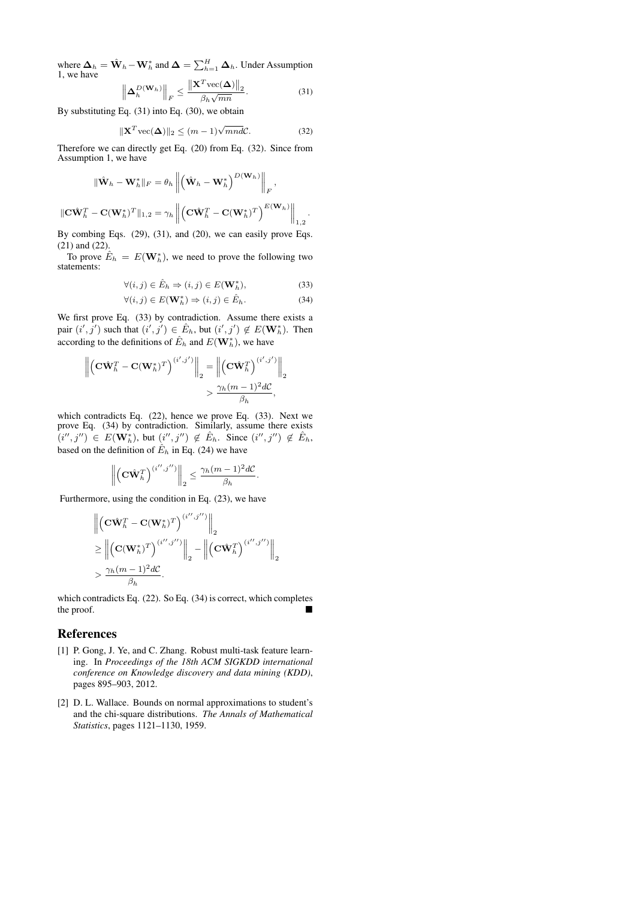where $\mathbf{\Delta}_h = \hat{\mathbf{W}}_h - \mathbf{W}_h^*$ and $\mathbf{\Delta} = \sum_{h=1}^{H} \mathbf{\Delta}_h$. Under Assumption 1, we have

$$\left\| \mathbf{\Delta}_h^{D(\mathbf{W}_h)} \right\|_F \leq \frac{\left\| \mathbf{X}^T \mathrm{vec}(\mathbf{\Delta}) \right\|_2}{\beta_h \sqrt{mn}}. \tag{31}$$

By substituting Eq. (31) into Eq. (30), we obtain

$$\| \mathbf{X}^T \mathrm{vec}(\mathbf{\Delta}) \|_2 \leq (m-1)\sqrt{mnd}\mathcal{C}. \tag{32}$$

Therefore we can directly get Eq. (20) from Eq. (32). Since from Assumption 1, we have

$$\| \hat{\mathbf{W}}_h - \mathbf{W}_h^* \|_F = \theta_h \left\| \left( \hat{\mathbf{W}}_h - \mathbf{W}_h^* \right)^{D(\mathbf{W}_h)} \right\|_F,$$

$$\| \mathbf{C}\hat{\mathbf{W}}_h^T - \mathbf{C}(\mathbf{W}_h^*)^T \|_{1,2} = \gamma_h \left\| \left( \mathbf{C}\hat{\mathbf{W}}_h^T - \mathbf{C}(\mathbf{W}_h^*)^T \right)^{E(\mathbf{W}_h)} \right\|_{1,2}.$$

By combing Eqs. (29), (31), and (20), we can easily prove Eqs. (21) and (22).

To prove $\hat{E}_h = E(\mathbf{W}_h^*)$, we need to prove the following two statements:

$$\forall (i,j) \in \hat{E}_h \Rightarrow (i,j) \in E(\mathbf{W}_h^*), \tag{33}$$

$$\forall (i,j) \in E(\mathbf{W}_h^*) \Rightarrow (i,j) \in \hat{E}_h. \tag{34}$$

We first prove Eq. (33) by contradiction. Assume there exists a pair $(i', j')$ such that $(i', j') \in \hat{E}_h$, but $(i', j') \notin E(\mathbf{W}_h^*)$. Then according to the definitions of $\hat{E}_h$ and $E(\mathbf{W}_h^*)$, we have

$$\left\| \left( \mathbf{C}\hat{\mathbf{W}}_h^T - \mathbf{C}(\mathbf{W}_h^*)^T \right)^{(i',j')} \right\|_2 = \left\| \left( \mathbf{C}\hat{\mathbf{W}}_h^T \right)^{(i',j')} \right\|_2 > \frac{\gamma_h (m-1)^2 d\mathcal{C}}{\beta_h},$$

which contradicts Eq. (22), hence we prove Eq. (33). Next we prove Eq. (34) by contradiction. Similarly, assume there exists $(i'', j'') \in E(\mathbf{W}_h^*)$, but $(i'', j'') \notin \hat{E}_h$. Since $(i'', j'') \notin \hat{E}_h$, based on the definition of $\hat{E}_h$ in Eq. (24) we have

$$\left\| \left( \mathbf{C}\hat{\mathbf{W}}_h^T \right)^{(i'',j'')} \right\|_2 \leq \frac{\gamma_h (m-1)^2 d\mathcal{C}}{\beta_h}.$$

Furthermore, using the condition in Eq. (23), we have

$$\begin{aligned}
&\left\| \left( \mathbf{C}\hat{\mathbf{W}}_h^T - \mathbf{C}(\mathbf{W}_h^*)^T \right)^{(i'',j'')} \right\|_2 \\
&\geq \left\| \left( \mathbf{C}(\mathbf{W}_h^*)^T \right)^{(i'',j'')} \right\|_2 - \left\| \left( \mathbf{C}\hat{\mathbf{W}}_h^T \right)^{(i'',j'')} \right\|_2 \\
&> \frac{\gamma_h (m-1)^2 d\mathcal{C}}{\beta_h}.
\end{aligned}$$

which contradicts Eq. (22). So Eq. (34) is correct, which completes the proof. ■

## References

[1] P. Gong, J. Ye, and C. Zhang. Robust multi-task feature learning. In *Proceedings of the 18th ACM SIGKDD international conference on Knowledge discovery and data mining (KDD)*, pages 895–903, 2012.

[2] D. L. Wallace. Bounds on normal approximations to student's and the chi-square distributions. *The Annals of Mathematical Statistics*, pages 1121–1130, 1959.